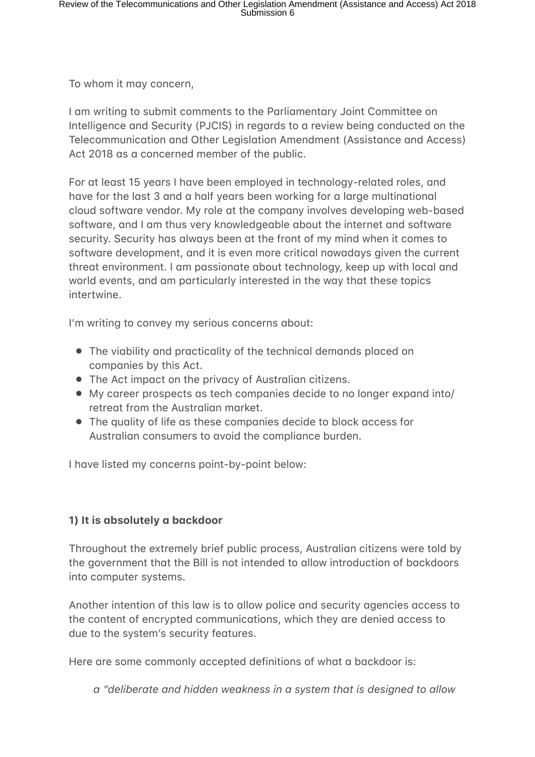To whom it may concern,

I am writing to submit comments to the Parliamentary Joint Committee on Intelligence and Security (PJCIS) in regards to a review being conducted on the Telecommunication and Other Legislation Amendment (Assistance and Access) Act 2018 as a concerned member of the public.

For at least 15 years I have been employed in technology-related roles, and have for the last 3 and a half years been working for a large multinational cloud software vendor. My role at the company involves developing web-based software, and I am thus very knowledgeable about the internet and software security. Security has always been at the front of my mind when it comes to software development, and it is even more critical nowadays given the current threat environment. I am passionate about technology, keep up with local and world events, and am particularly interested in the way that these topics intertwine.

I'm writing to convey my serious concerns about:

- The viability and practicality of the technical demands placed on companies by this Act.
- The Act impact on the privacy of Australian citizens.
- My career prospects as tech companies decide to no longer expand into/ retreat from the Australian market.
- The quality of life as these companies decide to block access for Australian consumers to avoid the compliance burden.

I have listed my concerns point-by-point below:

**1) It is absolutely a backdoor**

Throughout the extremely brief public process, Australian citizens were told by the government that the Bill is not intended to allow introduction of backdoors into computer systems.

Another intention of this law is to allow police and security agencies access to the content of encrypted communications, which they are denied access to due to the system's security features.

Here are some commonly accepted definitions of what a backdoor is:

> *a "deliberate and hidden weakness in a system that is designed to allow*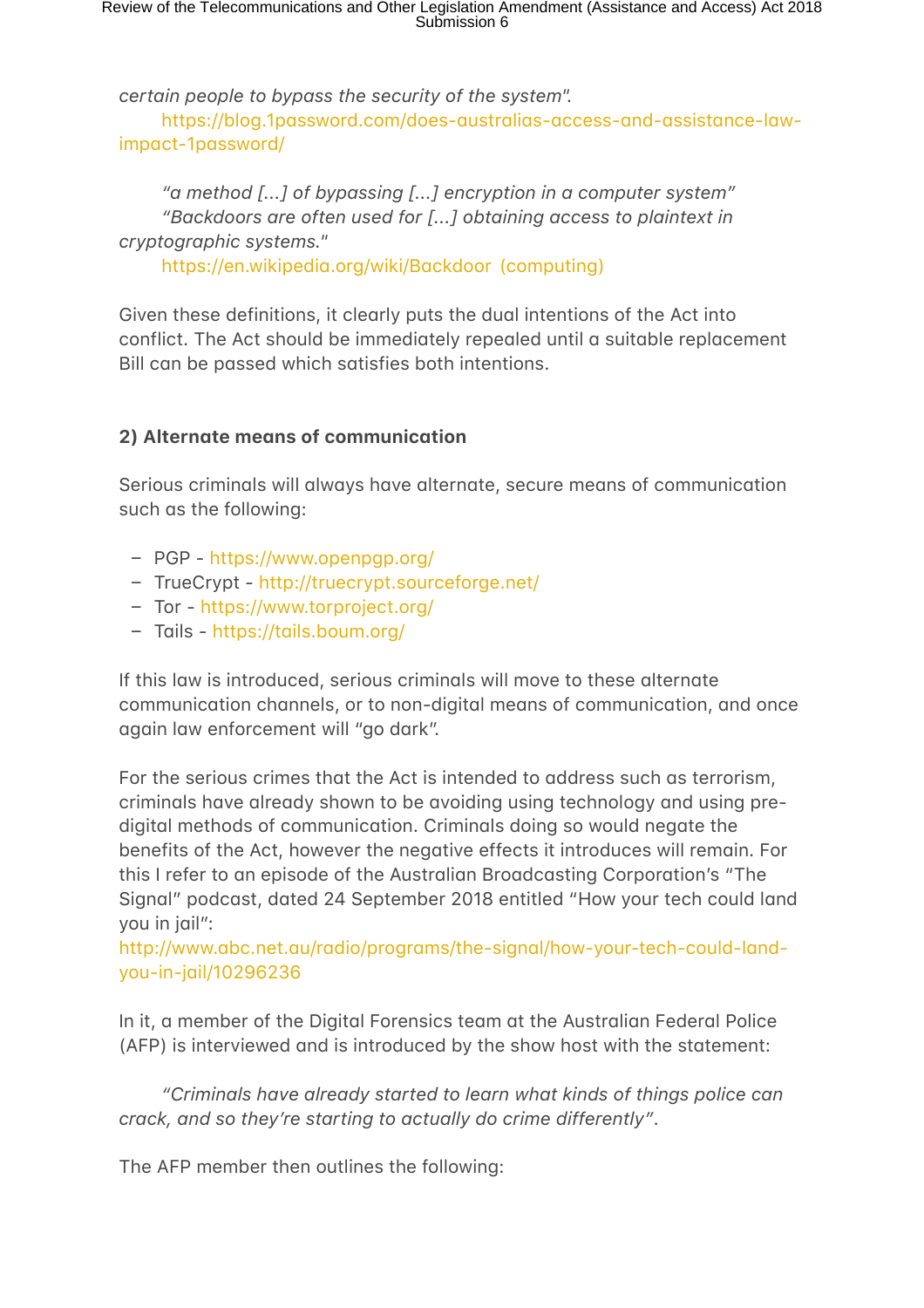*certain people to bypass the security of the system".*

https://blog.1password.com/does-australias-access-and-assistance-law-impact-1password/

*"a method [...] of bypassing [...] encryption in a computer system"*
*"Backdoors are often used for [...] obtaining access to plaintext in cryptographic systems."*

https://en.wikipedia.org/wiki/Backdoor_(computing)

Given these definitions, it clearly puts the dual intentions of the Act into conflict. The Act should be immediately repealed until a suitable replacement Bill can be passed which satisfies both intentions.

**2) Alternate means of communication**

Serious criminals will always have alternate, secure means of communication such as the following:

- PGP - https://www.openpgp.org/
- TrueCrypt - http://truecrypt.sourceforge.net/
- Tor - https://www.torproject.org/
- Tails - https://tails.boum.org/

If this law is introduced, serious criminals will move to these alternate communication channels, or to non-digital means of communication, and once again law enforcement will "go dark".

For the serious crimes that the Act is intended to address such as terrorism, criminals have already shown to be avoiding using technology and using pre-digital methods of communication. Criminals doing so would negate the benefits of the Act, however the negative effects it introduces will remain. For this I refer to an episode of the Australian Broadcasting Corporation's "The Signal" podcast, dated 24 September 2018 entitled "How your tech could land you in jail":
http://www.abc.net.au/radio/programs/the-signal/how-your-tech-could-land-you-in-jail/10296236

In it, a member of the Digital Forensics team at the Australian Federal Police (AFP) is interviewed and is introduced by the show host with the statement:

*"Criminals have already started to learn what kinds of things police can crack, and so they're starting to actually do crime differently".*

The AFP member then outlines the following: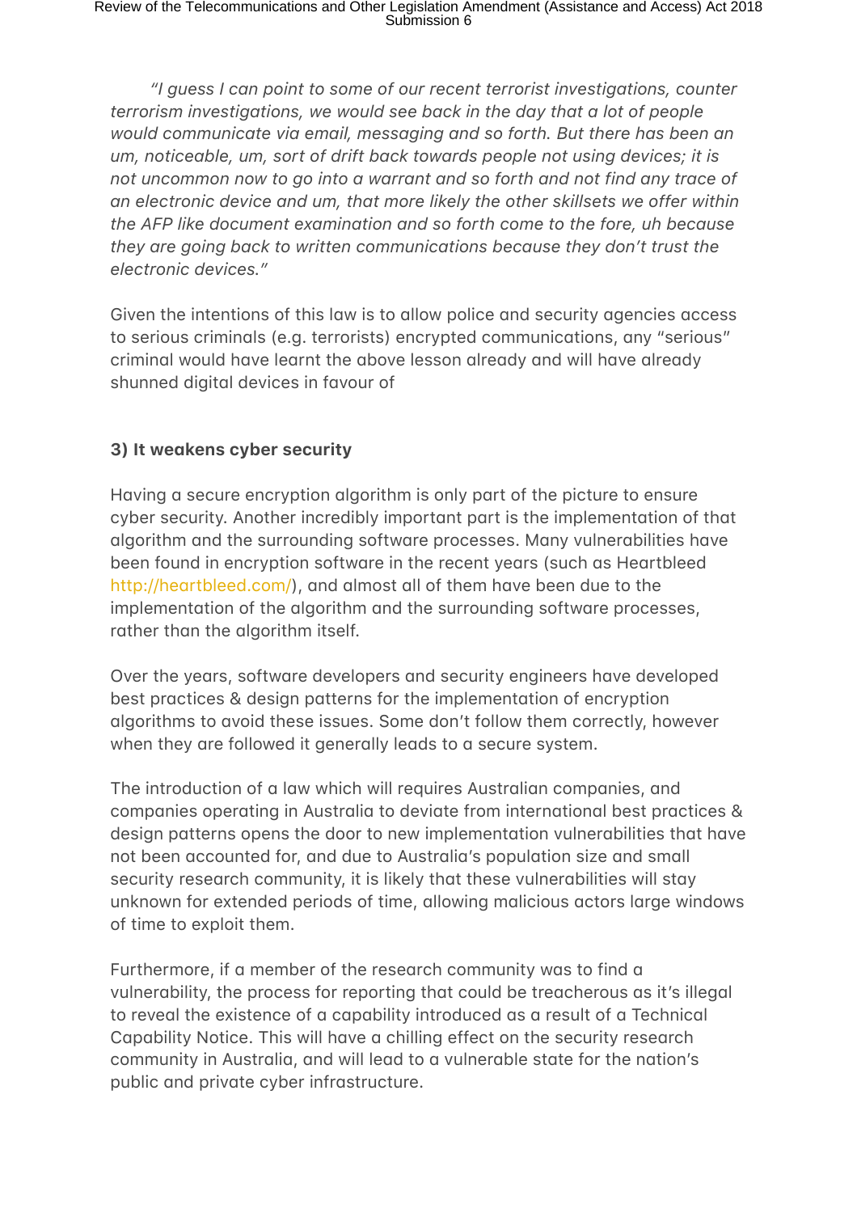*"I guess I can point to some of our recent terrorist investigations, counter terrorism investigations, we would see back in the day that a lot of people would communicate via email, messaging and so forth. But there has been an um, noticeable, um, sort of drift back towards people not using devices; it is not uncommon now to go into a warrant and so forth and not find any trace of an electronic device and um, that more likely the other skillsets we offer within the AFP like document examination and so forth come to the fore, uh because they are going back to written communications because they don't trust the electronic devices."*

Given the intentions of this law is to allow police and security agencies access to serious criminals (e.g. terrorists) encrypted communications, any "serious" criminal would have learnt the above lesson already and will have already shunned digital devices in favour of

**3) It weakens cyber security**

Having a secure encryption algorithm is only part of the picture to ensure cyber security. Another incredibly important part is the implementation of that algorithm and the surrounding software processes. Many vulnerabilities have been found in encryption software in the recent years (such as Heartbleed http://heartbleed.com/), and almost all of them have been due to the implementation of the algorithm and the surrounding software processes, rather than the algorithm itself.

Over the years, software developers and security engineers have developed best practices & design patterns for the implementation of encryption algorithms to avoid these issues. Some don't follow them correctly, however when they are followed it generally leads to a secure system.

The introduction of a law which will requires Australian companies, and companies operating in Australia to deviate from international best practices & design patterns opens the door to new implementation vulnerabilities that have not been accounted for, and due to Australia's population size and small security research community, it is likely that these vulnerabilities will stay unknown for extended periods of time, allowing malicious actors large windows of time to exploit them.

Furthermore, if a member of the research community was to find a vulnerability, the process for reporting that could be treacherous as it's illegal to reveal the existence of a capability introduced as a result of a Technical Capability Notice. This will have a chilling effect on the security research community in Australia, and will lead to a vulnerable state for the nation's public and private cyber infrastructure.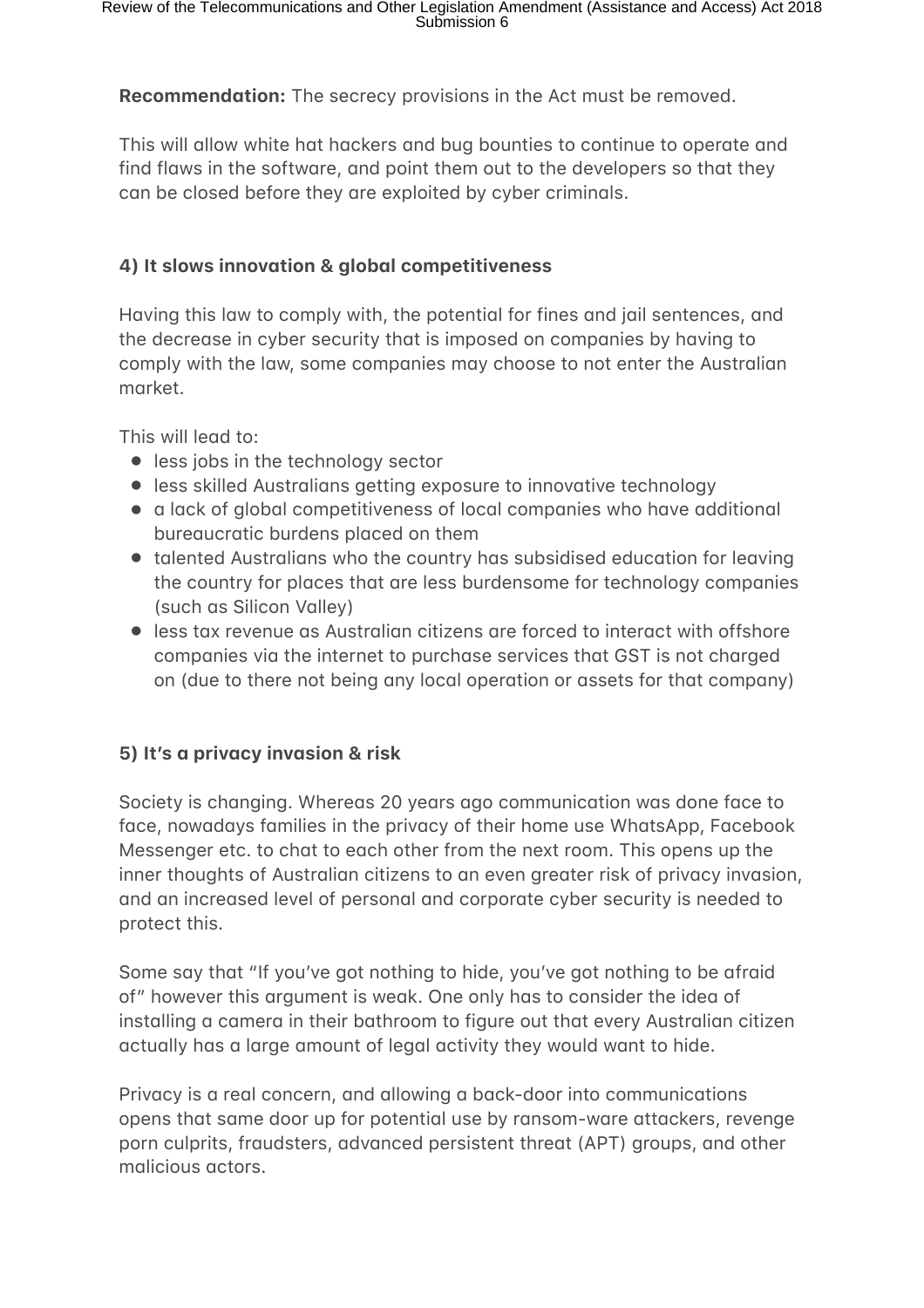**Recommendation:** The secrecy provisions in the Act must be removed.

This will allow white hat hackers and bug bounties to continue to operate and find flaws in the software, and point them out to the developers so that they can be closed before they are exploited by cyber criminals.

### 4) It slows innovation & global competitiveness

Having this law to comply with, the potential for fines and jail sentences, and the decrease in cyber security that is imposed on companies by having to comply with the law, some companies may choose to not enter the Australian market.

This will lead to:

- less jobs in the technology sector
- less skilled Australians getting exposure to innovative technology
- a lack of global competitiveness of local companies who have additional bureaucratic burdens placed on them
- talented Australians who the country has subsidised education for leaving the country for places that are less burdensome for technology companies (such as Silicon Valley)
- less tax revenue as Australian citizens are forced to interact with offshore companies via the internet to purchase services that GST is not charged on (due to there not being any local operation or assets for that company)

### 5) It's a privacy invasion & risk

Society is changing. Whereas 20 years ago communication was done face to face, nowadays families in the privacy of their home use WhatsApp, Facebook Messenger etc. to chat to each other from the next room. This opens up the inner thoughts of Australian citizens to an even greater risk of privacy invasion, and an increased level of personal and corporate cyber security is needed to protect this.

Some say that "If you've got nothing to hide, you've got nothing to be afraid of" however this argument is weak. One only has to consider the idea of installing a camera in their bathroom to figure out that every Australian citizen actually has a large amount of legal activity they would want to hide.

Privacy is a real concern, and allowing a back-door into communications opens that same door up for potential use by ransom-ware attackers, revenge porn culprits, fraudsters, advanced persistent threat (APT) groups, and other malicious actors.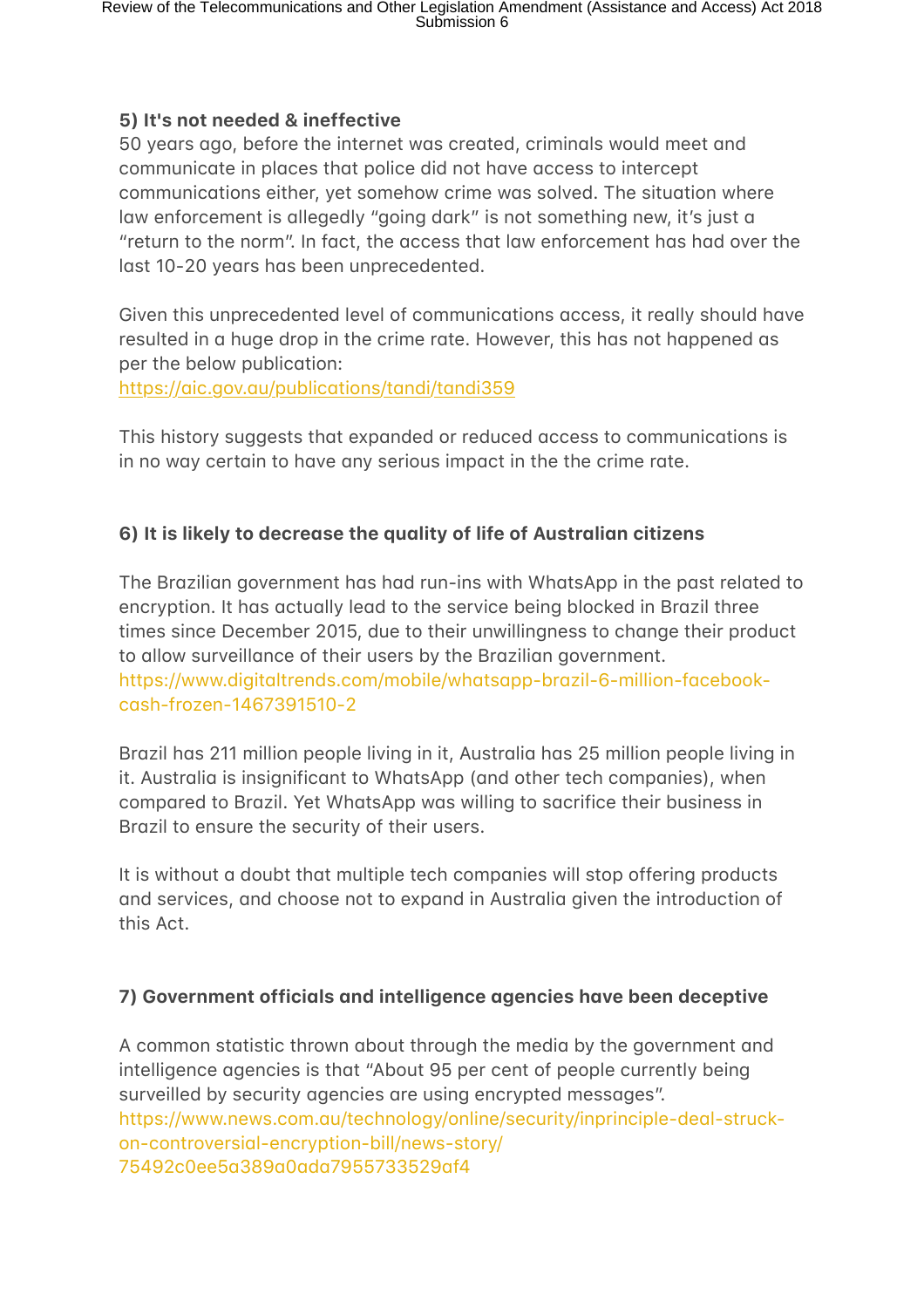**5) It's not needed & ineffective**

50 years ago, before the internet was created, criminals would meet and communicate in places that police did not have access to intercept communications either, yet somehow crime was solved. The situation where law enforcement is allegedly "going dark" is not something new, it's just a "return to the norm". In fact, the access that law enforcement has had over the last 10-20 years has been unprecedented.

Given this unprecedented level of communications access, it really should have resulted in a huge drop in the crime rate. However, this has not happened as per the below publication:
https://aic.gov.au/publications/tandi/tandi359

This history suggests that expanded or reduced access to communications is in no way certain to have any serious impact in the the crime rate.

**6) It is likely to decrease the quality of life of Australian citizens**

The Brazilian government has had run-ins with WhatsApp in the past related to encryption. It has actually lead to the service being blocked in Brazil three times since December 2015, due to their unwillingness to change their product to allow surveillance of their users by the Brazilian government.
https://www.digitaltrends.com/mobile/whatsapp-brazil-6-million-facebook-cash-frozen-1467391510-2

Brazil has 211 million people living in it, Australia has 25 million people living in it. Australia is insignificant to WhatsApp (and other tech companies), when compared to Brazil. Yet WhatsApp was willing to sacrifice their business in Brazil to ensure the security of their users.

It is without a doubt that multiple tech companies will stop offering products and services, and choose not to expand in Australia given the introduction of this Act.

**7) Government officials and intelligence agencies have been deceptive**

A common statistic thrown about through the media by the government and intelligence agencies is that "About 95 per cent of people currently being surveilled by security agencies are using encrypted messages".
https://www.news.com.au/technology/online/security/inprinciple-deal-struck-on-controversial-encryption-bill/news-story/75492c0ee5a389a0ada7955733529af4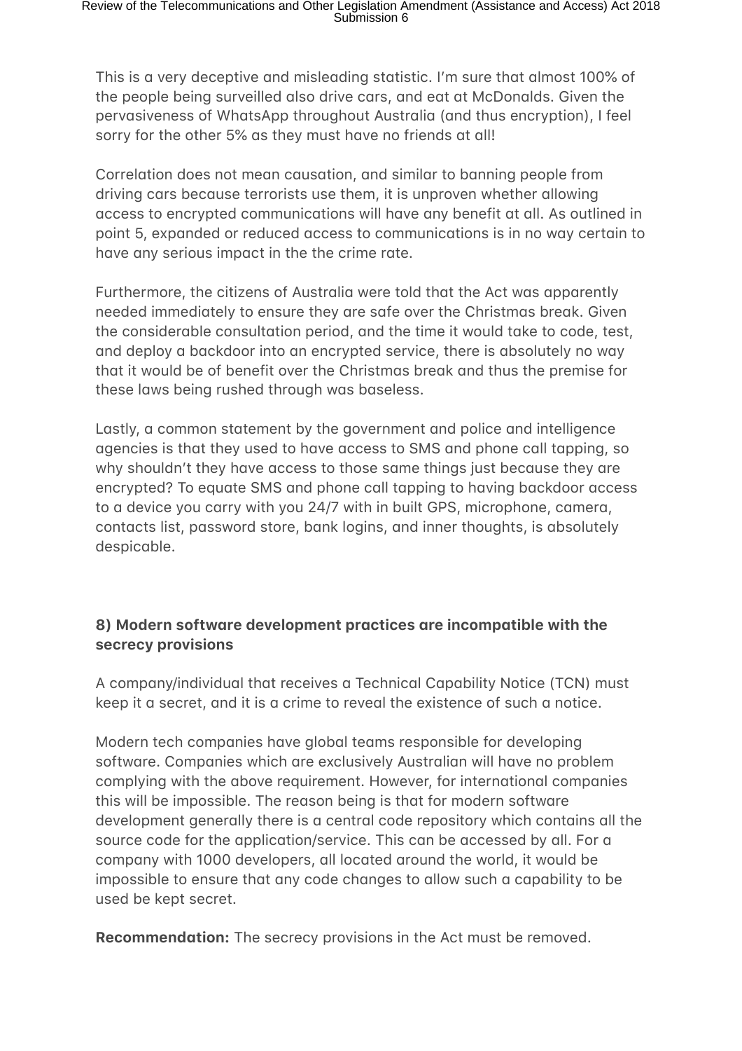This is a very deceptive and misleading statistic. I'm sure that almost 100% of the people being surveilled also drive cars, and eat at McDonalds. Given the pervasiveness of WhatsApp throughout Australia (and thus encryption), I feel sorry for the other 5% as they must have no friends at all!

Correlation does not mean causation, and similar to banning people from driving cars because terrorists use them, it is unproven whether allowing access to encrypted communications will have any benefit at all. As outlined in point 5, expanded or reduced access to communications is in no way certain to have any serious impact in the the crime rate.

Furthermore, the citizens of Australia were told that the Act was apparently needed immediately to ensure they are safe over the Christmas break. Given the considerable consultation period, and the time it would take to code, test, and deploy a backdoor into an encrypted service, there is absolutely no way that it would be of benefit over the Christmas break and thus the premise for these laws being rushed through was baseless.

Lastly, a common statement by the government and police and intelligence agencies is that they used to have access to SMS and phone call tapping, so why shouldn't they have access to those same things just because they are encrypted? To equate SMS and phone call tapping to having backdoor access to a device you carry with you 24/7 with in built GPS, microphone, camera, contacts list, password store, bank logins, and inner thoughts, is absolutely despicable.

### 8) Modern software development practices are incompatible with the secrecy provisions

A company/individual that receives a Technical Capability Notice (TCN) must keep it a secret, and it is a crime to reveal the existence of such a notice.

Modern tech companies have global teams responsible for developing software. Companies which are exclusively Australian will have no problem complying with the above requirement. However, for international companies this will be impossible. The reason being is that for modern software development generally there is a central code repository which contains all the source code for the application/service. This can be accessed by all. For a company with 1000 developers, all located around the world, it would be impossible to ensure that any code changes to allow such a capability to be used be kept secret.

**Recommendation:** The secrecy provisions in the Act must be removed.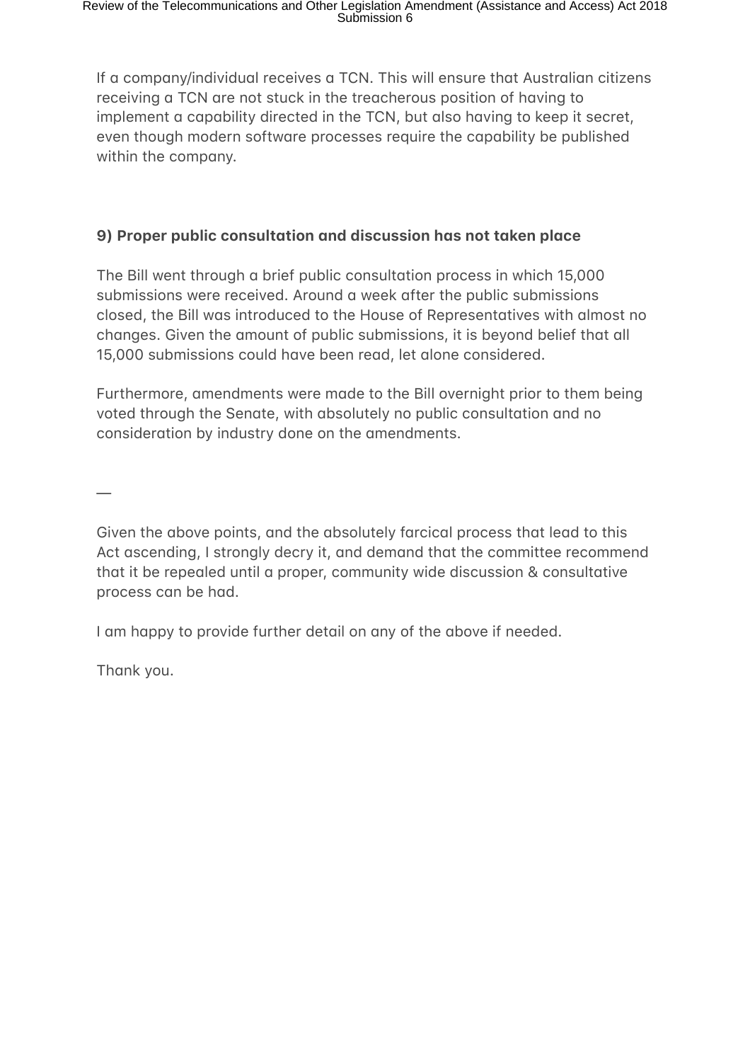If a company/individual receives a TCN. This will ensure that Australian citizens receiving a TCN are not stuck in the treacherous position of having to implement a capability directed in the TCN, but also having to keep it secret, even though modern software processes require the capability be published within the company.

### 9) Proper public consultation and discussion has not taken place

The Bill went through a brief public consultation process in which 15,000 submissions were received. Around a week after the public submissions closed, the Bill was introduced to the House of Representatives with almost no changes. Given the amount of public submissions, it is beyond belief that all 15,000 submissions could have been read, let alone considered.

Furthermore, amendments were made to the Bill overnight prior to them being voted through the Senate, with absolutely no public consultation and no consideration by industry done on the amendments.

—

Given the above points, and the absolutely farcical process that lead to this Act ascending, I strongly decry it, and demand that the committee recommend that it be repealed until a proper, community wide discussion & consultative process can be had.

I am happy to provide further detail on any of the above if needed.

Thank you.